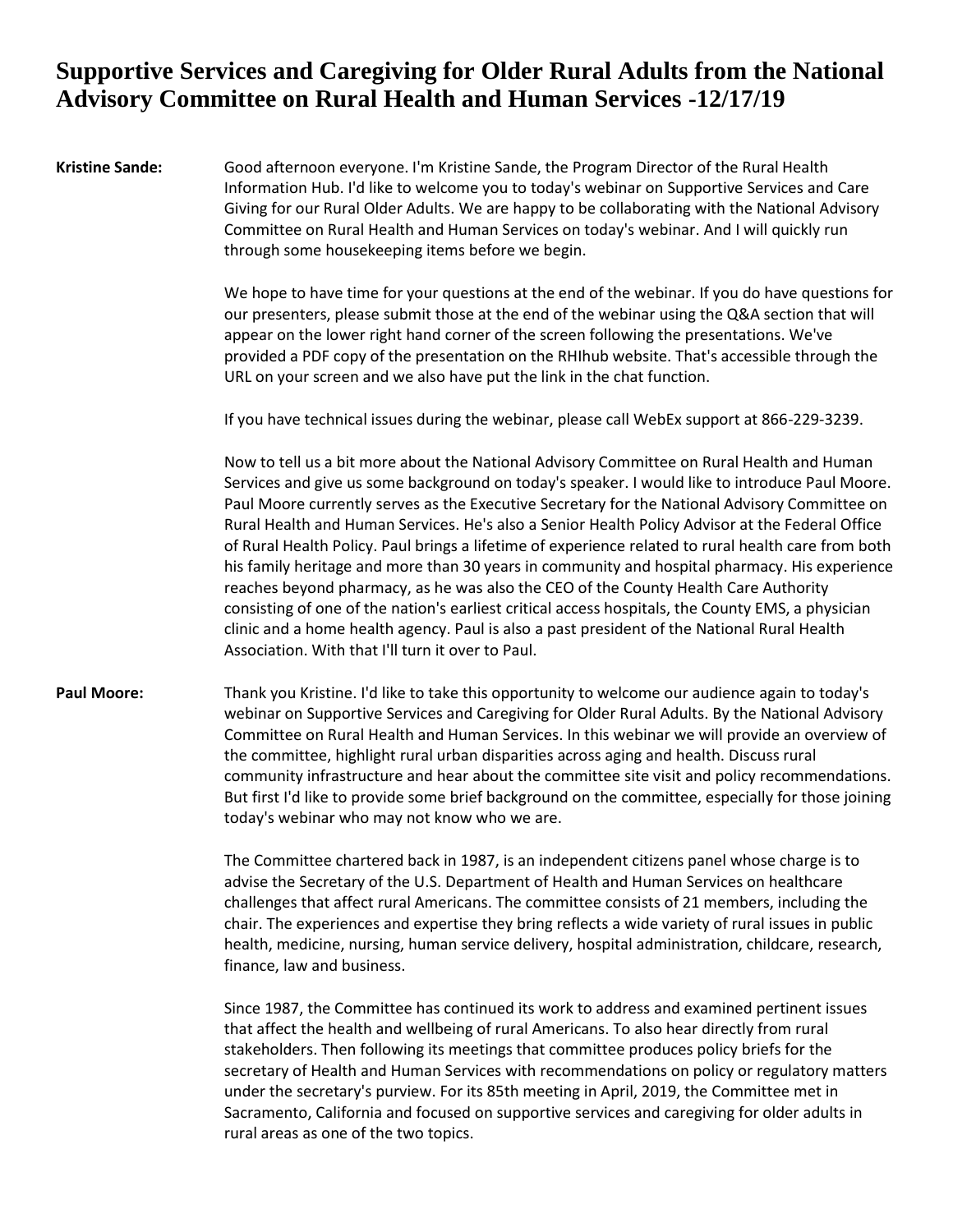# Supportive Services and Caregiving for Older Rural Adults from the National Advisory Committee on Rural Health and Human Services -12/17/19

**Kristine Sande:** Good afternoon everyone. I'm Kristine Sande, the Program Director of the Rural Health Information Hub. I'd like to welcome you to today's webinar on Supportive Services and Care Giving for our Rural Older Adults. We are happy to be collaborating with the National Advisory Committee on Rural Health and Human Services on today's webinar. And I will quickly run through some housekeeping items before we begin.

We hope to have time for your questions at the end of the webinar. If you do have questions for our presenters, please submit those at the end of the webinar using the Q&A section that will appear on the lower right hand corner of the screen following the presentations. We've provided a PDF copy of the presentation on the RHIhub website. That's accessible through the URL on your screen and we also have put the link in the chat function.

If you have technical issues during the webinar, please call WebEx support at 866-229-3239.

Now to tell us a bit more about the National Advisory Committee on Rural Health and Human Services and give us some background on today's speaker. I would like to introduce Paul Moore. Paul Moore currently serves as the Executive Secretary for the National Advisory Committee on Rural Health and Human Services. He's also a Senior Health Policy Advisor at the Federal Office of Rural Health Policy. Paul brings a lifetime of experience related to rural health care from both his family heritage and more than 30 years in community and hospital pharmacy. His experience reaches beyond pharmacy, as he was also the CEO of the County Health Care Authority consisting of one of the nation's earliest critical access hospitals, the County EMS, a physician clinic and a home health agency. Paul is also a past president of the National Rural Health Association. With that I'll turn it over to Paul.

**Paul Moore:** Thank you Kristine. I'd like to take this opportunity to welcome our audience again to today's webinar on Supportive Services and Caregiving for Older Rural Adults. By the National Advisory Committee on Rural Health and Human Services. In this webinar we will provide an overview of the committee, highlight rural urban disparities across aging and health. Discuss rural community infrastructure and hear about the committee site visit and policy recommendations. But first I'd like to provide some brief background on the committee, especially for those joining today's webinar who may not know who we are.

The Committee chartered back in 1987, is an independent citizens panel whose charge is to advise the Secretary of the U.S. Department of Health and Human Services on healthcare challenges that affect rural Americans. The committee consists of 21 members, including the chair. The experiences and expertise they bring reflects a wide variety of rural issues in public health, medicine, nursing, human service delivery, hospital administration, childcare, research, finance, law and business.

Since 1987, the Committee has continued its work to address and examined pertinent issues that affect the health and wellbeing of rural Americans. To also hear directly from rural stakeholders. Then following its meetings that committee produces policy briefs for the secretary of Health and Human Services with recommendations on policy or regulatory matters under the secretary's purview. For its 85th meeting in April, 2019, the Committee met in Sacramento, California and focused on supportive services and caregiving for older adults in rural areas as one of the two topics.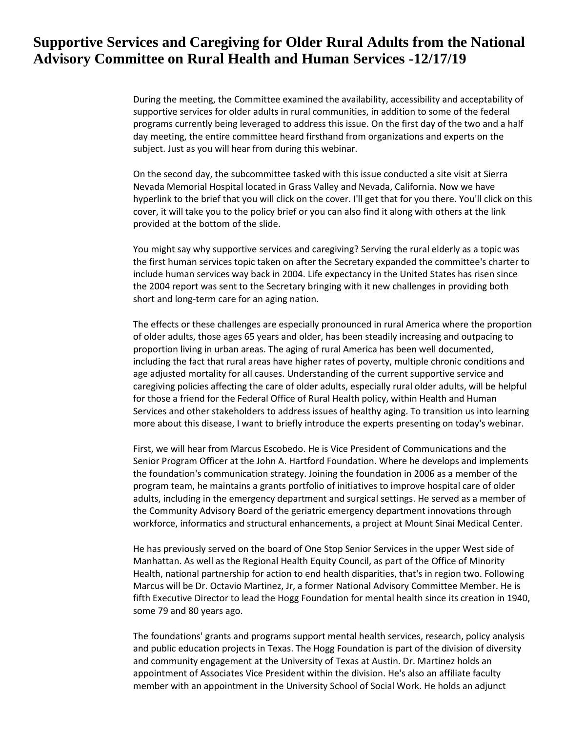# Supportive Services and Caregiving for Older Rural Adults from the National Advisory Committee on Rural Health and Human Services -12/17/19

During the meeting, the Committee examined the availability, accessibility and acceptability of supportive services for older adults in rural communities, in addition to some of the federal programs currently being leveraged to address this issue. On the first day of the two and a half day meeting, the entire committee heard firsthand from organizations and experts on the subject. Just as you will hear from during this webinar.

On the second day, the subcommittee tasked with this issue conducted a site visit at Sierra Nevada Memorial Hospital located in Grass Valley and Nevada, California. Now we have hyperlink to the brief that you will click on the cover. I'll get that for you there. You'll click on this cover, it will take you to the policy brief or you can also find it along with others at the link provided at the bottom of the slide.

You might say why supportive services and caregiving? Serving the rural elderly as a topic was the first human services topic taken on after the Secretary expanded the committee's charter to include human services way back in 2004. Life expectancy in the United States has risen since the 2004 report was sent to the Secretary bringing with it new challenges in providing both short and long-term care for an aging nation.

The effects or these challenges are especially pronounced in rural America where the proportion of older adults, those ages 65 years and older, has been steadily increasing and outpacing to proportion living in urban areas. The aging of rural America has been well documented, including the fact that rural areas have higher rates of poverty, multiple chronic conditions and age adjusted mortality for all causes. Understanding of the current supportive service and caregiving policies affecting the care of older adults, especially rural older adults, will be helpful for those a friend for the Federal Office of Rural Health policy, within Health and Human Services and other stakeholders to address issues of healthy aging. To transition us into learning more about this disease, I want to briefly introduce the experts presenting on today's webinar.

First, we will hear from Marcus Escobedo. He is Vice President of Communications and the Senior Program Officer at the John A. Hartford Foundation. Where he develops and implements the foundation's communication strategy. Joining the foundation in 2006 as a member of the program team, he maintains a grants portfolio of initiatives to improve hospital care of older adults, including in the emergency department and surgical settings. He served as a member of the Community Advisory Board of the geriatric emergency department innovations through workforce, informatics and structural enhancements, a project at Mount Sinai Medical Center.

He has previously served on the board of One Stop Senior Services in the upper West side of Manhattan. As well as the Regional Health Equity Council, as part of the Office of Minority Health, national partnership for action to end health disparities, that's in region two. Following Marcus will be Dr. Octavio Martinez, Jr, a former National Advisory Committee Member. He is fifth Executive Director to lead the Hogg Foundation for mental health since its creation in 1940, some 79 and 80 years ago.

The foundations' grants and programs support mental health services, research, policy analysis and public education projects in Texas. The Hogg Foundation is part of the division of diversity and community engagement at the University of Texas at Austin. Dr. Martinez holds an appointment of Associates Vice President within the division. He's also an affiliate faculty member with an appointment in the University School of Social Work. He holds an adjunct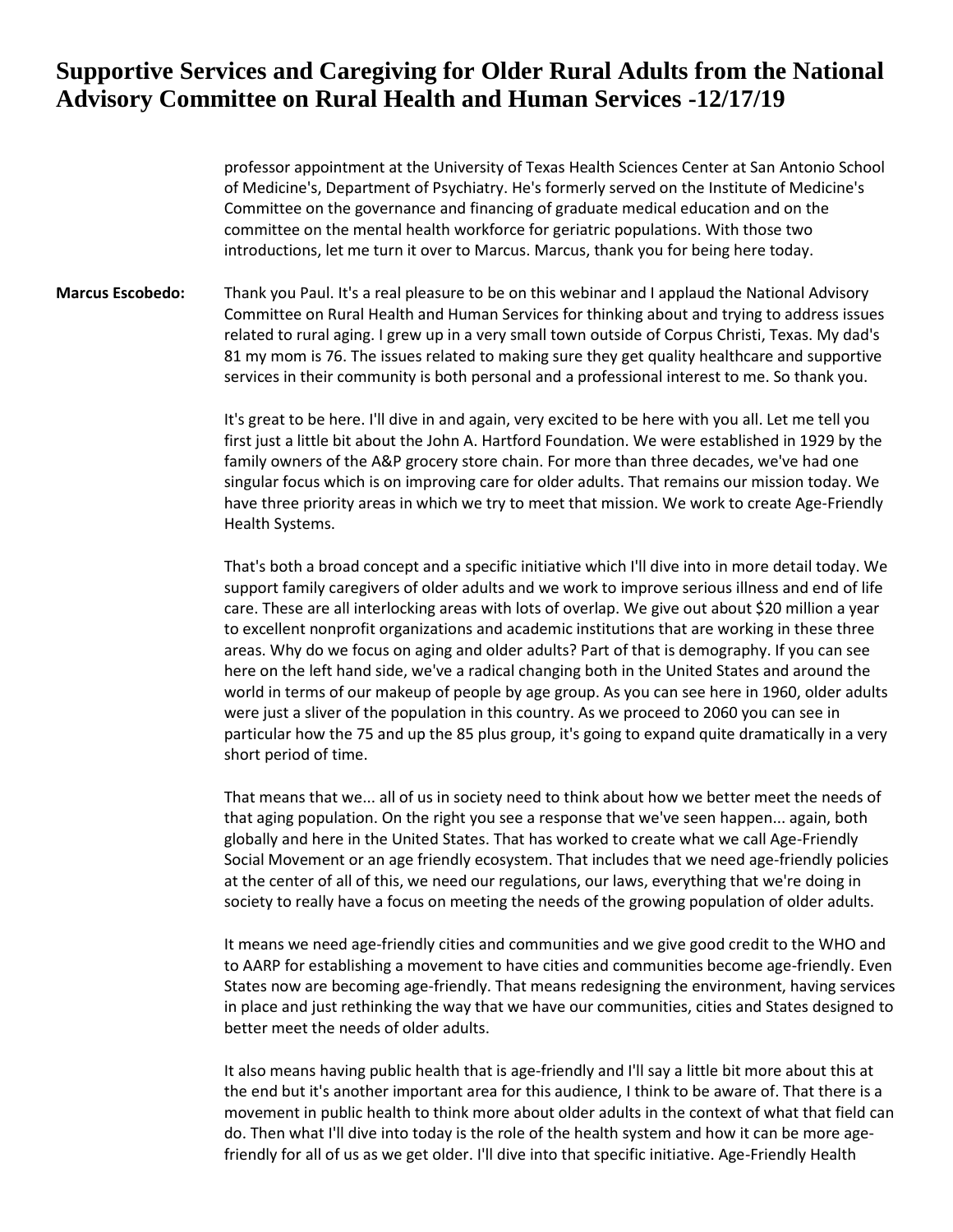professor appointment at the University of Texas Health Sciences Center at San Antonio School of Medicine's, Department of Psychiatry. He's formerly served on the Institute of Medicine's Committee on the governance and financing of graduate medical education and on the committee on the mental health workforce for geriatric populations. With those two introductions, let me turn it over to Marcus. Marcus, thank you for being here today.

**Marcus Escobedo:** Thank you Paul. It's a real pleasure to be on this webinar and I applaud the National Advisory Committee on Rural Health and Human Services for thinking about and trying to address issues related to rural aging. I grew up in a very small town outside of Corpus Christi, Texas. My dad's 81 my mom is 76. The issues related to making sure they get quality healthcare and supportive services in their community is both personal and a professional interest to me. So thank you.

It's great to be here. I'll dive in and again, very excited to be here with you all. Let me tell you first just a little bit about the John A. Hartford Foundation. We were established in 1929 by the family owners of the A&P grocery store chain. For more than three decades, we've had one singular focus which is on improving care for older adults. That remains our mission today. We have three priority areas in which we try to meet that mission. We work to create Age-Friendly Health Systems.

That's both a broad concept and a specific initiative which I'll dive into in more detail today. We support family caregivers of older adults and we work to improve serious illness and end of life care. These are all interlocking areas with lots of overlap. We give out about $20 million a year to excellent nonprofit organizations and academic institutions that are working in these three areas. Why do we focus on aging and older adults? Part of that is demography. If you can see here on the left hand side, we've a radical changing both in the United States and around the world in terms of our makeup of people by age group. As you can see here in 1960, older adults were just a sliver of the population in this country. As we proceed to 2060 you can see in particular how the 75 and up the 85 plus group, it's going to expand quite dramatically in a very short period of time.

That means that we... all of us in society need to think about how we better meet the needs of that aging population. On the right you see a response that we've seen happen... again, both globally and here in the United States. That has worked to create what we call Age-Friendly Social Movement or an age friendly ecosystem. That includes that we need age-friendly policies at the center of all of this, we need our regulations, our laws, everything that we're doing in society to really have a focus on meeting the needs of the growing population of older adults.

It means we need age-friendly cities and communities and we give good credit to the WHO and to AARP for establishing a movement to have cities and communities become age-friendly. Even States now are becoming age-friendly. That means redesigning the environment, having services in place and just rethinking the way that we have our communities, cities and States designed to better meet the needs of older adults.

It also means having public health that is age-friendly and I'll say a little bit more about this at the end but it's another important area for this audience, I think to be aware of. That there is a movement in public health to think more about older adults in the context of what that field can do. Then what I'll dive into today is the role of the health system and how it can be more age-friendly for all of us as we get older. I'll dive into that specific initiative. Age-Friendly Health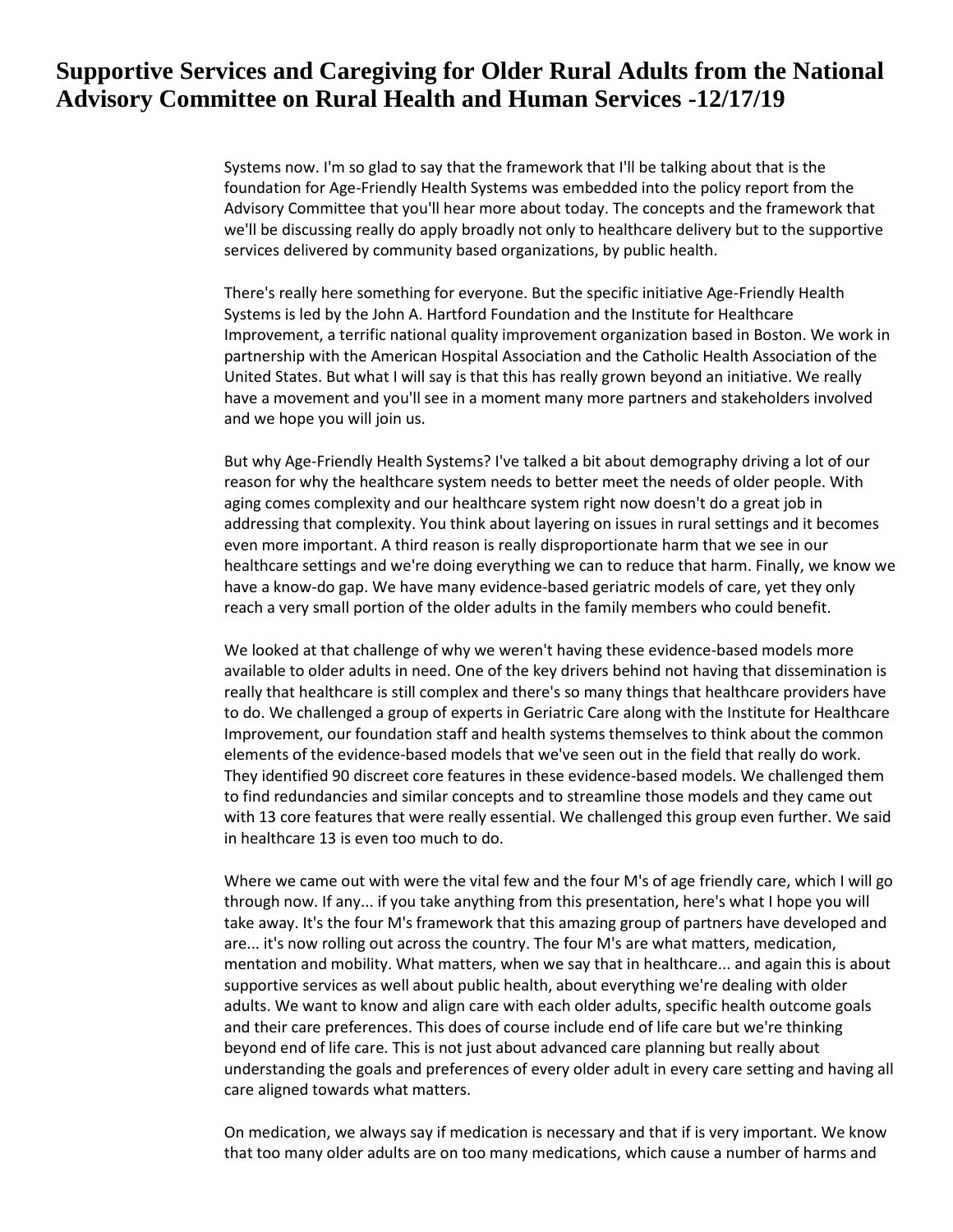Systems now. I'm so glad to say that the framework that I'll be talking about that is the foundation for Age-Friendly Health Systems was embedded into the policy report from the Advisory Committee that you'll hear more about today. The concepts and the framework that we'll be discussing really do apply broadly not only to healthcare delivery but to the supportive services delivered by community based organizations, by public health.

There's really here something for everyone. But the specific initiative Age-Friendly Health Systems is led by the John A. Hartford Foundation and the Institute for Healthcare Improvement, a terrific national quality improvement organization based in Boston. We work in partnership with the American Hospital Association and the Catholic Health Association of the United States. But what I will say is that this has really grown beyond an initiative. We really have a movement and you'll see in a moment many more partners and stakeholders involved and we hope you will join us.

But why Age-Friendly Health Systems? I've talked a bit about demography driving a lot of our reason for why the healthcare system needs to better meet the needs of older people. With aging comes complexity and our healthcare system right now doesn't do a great job in addressing that complexity. You think about layering on issues in rural settings and it becomes even more important. A third reason is really disproportionate harm that we see in our healthcare settings and we're doing everything we can to reduce that harm. Finally, we know we have a know-do gap. We have many evidence-based geriatric models of care, yet they only reach a very small portion of the older adults in the family members who could benefit.

We looked at that challenge of why we weren't having these evidence-based models more available to older adults in need. One of the key drivers behind not having that dissemination is really that healthcare is still complex and there's so many things that healthcare providers have to do. We challenged a group of experts in Geriatric Care along with the Institute for Healthcare Improvement, our foundation staff and health systems themselves to think about the common elements of the evidence-based models that we've seen out in the field that really do work. They identified 90 discreet core features in these evidence-based models. We challenged them to find redundancies and similar concepts and to streamline those models and they came out with 13 core features that were really essential. We challenged this group even further. We said in healthcare 13 is even too much to do.

Where we came out with were the vital few and the four M's of age friendly care, which I will go through now. If any... if you take anything from this presentation, here's what I hope you will take away. It's the four M's framework that this amazing group of partners have developed and are... it's now rolling out across the country. The four M's are what matters, medication, mentation and mobility. What matters, when we say that in healthcare... and again this is about supportive services as well about public health, about everything we're dealing with older adults. We want to know and align care with each older adults, specific health outcome goals and their care preferences. This does of course include end of life care but we're thinking beyond end of life care. This is not just about advanced care planning but really about understanding the goals and preferences of every older adult in every care setting and having all care aligned towards what matters.

On medication, we always say if medication is necessary and that if is very important. We know that too many older adults are on too many medications, which cause a number of harms and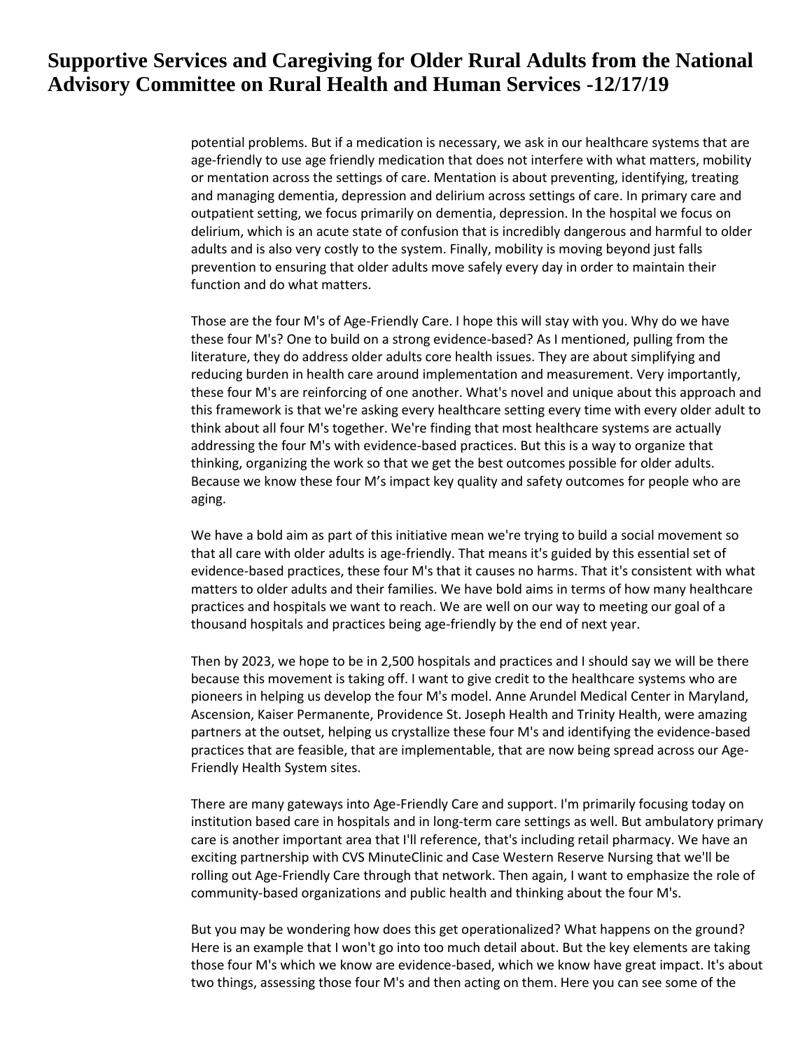potential problems. But if a medication is necessary, we ask in our healthcare systems that are age-friendly to use age friendly medication that does not interfere with what matters, mobility or mentation across the settings of care. Mentation is about preventing, identifying, treating and managing dementia, depression and delirium across settings of care. In primary care and outpatient setting, we focus primarily on dementia, depression. In the hospital we focus on delirium, which is an acute state of confusion that is incredibly dangerous and harmful to older adults and is also very costly to the system. Finally, mobility is moving beyond just falls prevention to ensuring that older adults move safely every day in order to maintain their function and do what matters.

Those are the four M's of Age-Friendly Care. I hope this will stay with you. Why do we have these four M's? One to build on a strong evidence-based? As I mentioned, pulling from the literature, they do address older adults core health issues. They are about simplifying and reducing burden in health care around implementation and measurement. Very importantly, these four M's are reinforcing of one another. What's novel and unique about this approach and this framework is that we're asking every healthcare setting every time with every older adult to think about all four M's together. We're finding that most healthcare systems are actually addressing the four M's with evidence-based practices. But this is a way to organize that thinking, organizing the work so that we get the best outcomes possible for older adults. Because we know these four M's impact key quality and safety outcomes for people who are aging.

We have a bold aim as part of this initiative mean we're trying to build a social movement so that all care with older adults is age-friendly. That means it's guided by this essential set of evidence-based practices, these four M's that it causes no harms. That it's consistent with what matters to older adults and their families. We have bold aims in terms of how many healthcare practices and hospitals we want to reach. We are well on our way to meeting our goal of a thousand hospitals and practices being age-friendly by the end of next year.

Then by 2023, we hope to be in 2,500 hospitals and practices and I should say we will be there because this movement is taking off. I want to give credit to the healthcare systems who are pioneers in helping us develop the four M's model. Anne Arundel Medical Center in Maryland, Ascension, Kaiser Permanente, Providence St. Joseph Health and Trinity Health, were amazing partners at the outset, helping us crystallize these four M's and identifying the evidence-based practices that are feasible, that are implementable, that are now being spread across our Age-Friendly Health System sites.

There are many gateways into Age-Friendly Care and support. I'm primarily focusing today on institution based care in hospitals and in long-term care settings as well. But ambulatory primary care is another important area that I'll reference, that's including retail pharmacy. We have an exciting partnership with CVS MinuteClinic and Case Western Reserve Nursing that we'll be rolling out Age-Friendly Care through that network. Then again, I want to emphasize the role of community-based organizations and public health and thinking about the four M's.

But you may be wondering how does this get operationalized? What happens on the ground? Here is an example that I won't go into too much detail about. But the key elements are taking those four M's which we know are evidence-based, which we know have great impact. It's about two things, assessing those four M's and then acting on them. Here you can see some of the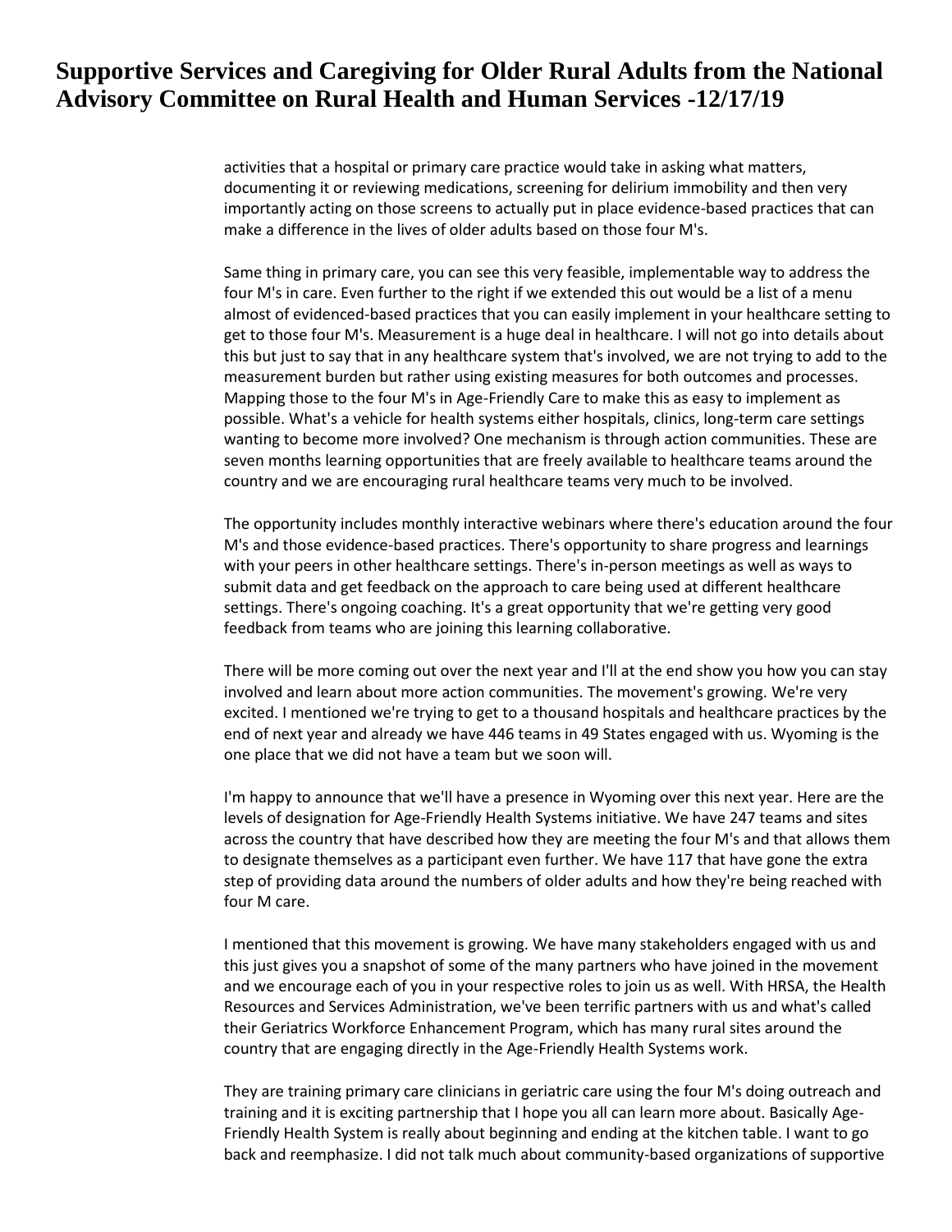activities that a hospital or primary care practice would take in asking what matters, documenting it or reviewing medications, screening for delirium immobility and then very importantly acting on those screens to actually put in place evidence-based practices that can make a difference in the lives of older adults based on those four M's.

Same thing in primary care, you can see this very feasible, implementable way to address the four M's in care. Even further to the right if we extended this out would be a list of a menu almost of evidenced-based practices that you can easily implement in your healthcare setting to get to those four M's. Measurement is a huge deal in healthcare. I will not go into details about this but just to say that in any healthcare system that's involved, we are not trying to add to the measurement burden but rather using existing measures for both outcomes and processes. Mapping those to the four M's in Age-Friendly Care to make this as easy to implement as possible. What's a vehicle for health systems either hospitals, clinics, long-term care settings wanting to become more involved? One mechanism is through action communities. These are seven months learning opportunities that are freely available to healthcare teams around the country and we are encouraging rural healthcare teams very much to be involved.

The opportunity includes monthly interactive webinars where there's education around the four M's and those evidence-based practices. There's opportunity to share progress and learnings with your peers in other healthcare settings. There's in-person meetings as well as ways to submit data and get feedback on the approach to care being used at different healthcare settings. There's ongoing coaching. It's a great opportunity that we're getting very good feedback from teams who are joining this learning collaborative.

There will be more coming out over the next year and I'll at the end show you how you can stay involved and learn about more action communities. The movement's growing. We're very excited. I mentioned we're trying to get to a thousand hospitals and healthcare practices by the end of next year and already we have 446 teams in 49 States engaged with us. Wyoming is the one place that we did not have a team but we soon will.

I'm happy to announce that we'll have a presence in Wyoming over this next year. Here are the levels of designation for Age-Friendly Health Systems initiative. We have 247 teams and sites across the country that have described how they are meeting the four M's and that allows them to designate themselves as a participant even further. We have 117 that have gone the extra step of providing data around the numbers of older adults and how they're being reached with four M care.

I mentioned that this movement is growing. We have many stakeholders engaged with us and this just gives you a snapshot of some of the many partners who have joined in the movement and we encourage each of you in your respective roles to join us as well. With HRSA, the Health Resources and Services Administration, we've been terrific partners with us and what's called their Geriatrics Workforce Enhancement Program, which has many rural sites around the country that are engaging directly in the Age-Friendly Health Systems work.

They are training primary care clinicians in geriatric care using the four M's doing outreach and training and it is exciting partnership that I hope you all can learn more about. Basically Age-Friendly Health System is really about beginning and ending at the kitchen table. I want to go back and reemphasize. I did not talk much about community-based organizations of supportive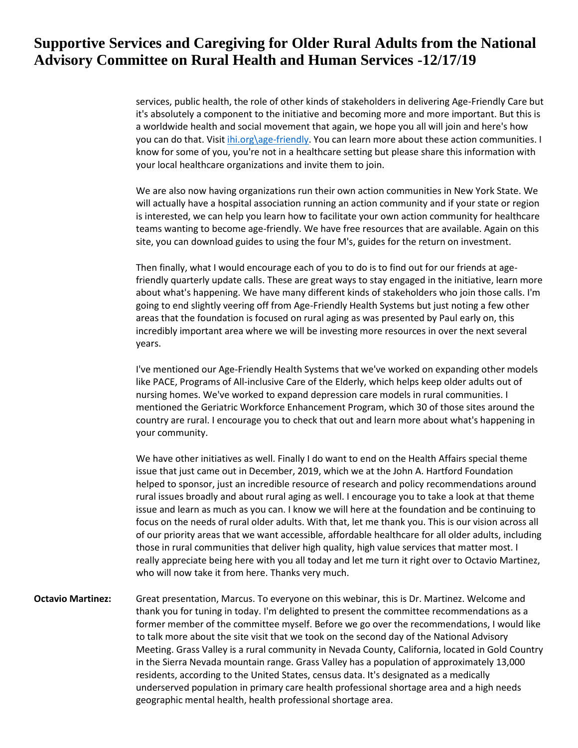services, public health, the role of other kinds of stakeholders in delivering Age-Friendly Care but it's absolutely a component to the initiative and becoming more and more important. But this is a worldwide health and social movement that again, we hope you all will join and here's how you can do that. Visit ihi.org\age-friendly. You can learn more about these action communities. I know for some of you, you're not in a healthcare setting but please share this information with your local healthcare organizations and invite them to join.

We are also now having organizations run their own action communities in New York State. We will actually have a hospital association running an action community and if your state or region is interested, we can help you learn how to facilitate your own action community for healthcare teams wanting to become age-friendly. We have free resources that are available. Again on this site, you can download guides to using the four M's, guides for the return on investment.

Then finally, what I would encourage each of you to do is to find out for our friends at age-friendly quarterly update calls. These are great ways to stay engaged in the initiative, learn more about what's happening. We have many different kinds of stakeholders who join those calls. I'm going to end slightly veering off from Age-Friendly Health Systems but just noting a few other areas that the foundation is focused on rural aging as was presented by Paul early on, this incredibly important area where we will be investing more resources in over the next several years.

I've mentioned our Age-Friendly Health Systems that we've worked on expanding other models like PACE, Programs of All-inclusive Care of the Elderly, which helps keep older adults out of nursing homes. We've worked to expand depression care models in rural communities. I mentioned the Geriatric Workforce Enhancement Program, which 30 of those sites around the country are rural. I encourage you to check that out and learn more about what's happening in your community.

We have other initiatives as well. Finally I do want to end on the Health Affairs special theme issue that just came out in December, 2019, which we at the John A. Hartford Foundation helped to sponsor, just an incredible resource of research and policy recommendations around rural issues broadly and about rural aging as well. I encourage you to take a look at that theme issue and learn as much as you can. I know we will here at the foundation and be continuing to focus on the needs of rural older adults. With that, let me thank you. This is our vision across all of our priority areas that we want accessible, affordable healthcare for all older adults, including those in rural communities that deliver high quality, high value services that matter most. I really appreciate being here with you all today and let me turn it right over to Octavio Martinez, who will now take it from here. Thanks very much.

**Octavio Martinez:** Great presentation, Marcus. To everyone on this webinar, this is Dr. Martinez. Welcome and thank you for tuning in today. I'm delighted to present the committee recommendations as a former member of the committee myself. Before we go over the recommendations, I would like to talk more about the site visit that we took on the second day of the National Advisory Meeting. Grass Valley is a rural community in Nevada County, California, located in Gold Country in the Sierra Nevada mountain range. Grass Valley has a population of approximately 13,000 residents, according to the United States, census data. It's designated as a medically underserved population in primary care health professional shortage area and a high needs geographic mental health, health professional shortage area.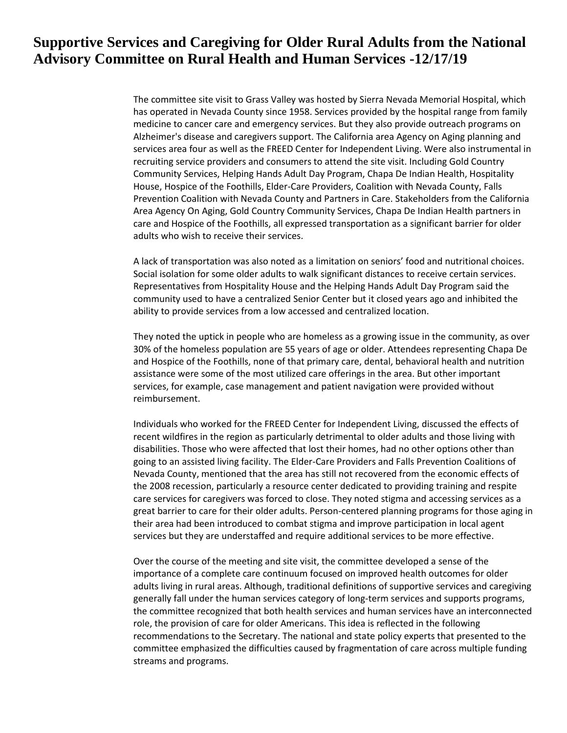# Supportive Services and Caregiving for Older Rural Adults from the National Advisory Committee on Rural Health and Human Services -12/17/19

The committee site visit to Grass Valley was hosted by Sierra Nevada Memorial Hospital, which has operated in Nevada County since 1958. Services provided by the hospital range from family medicine to cancer care and emergency services. But they also provide outreach programs on Alzheimer's disease and caregivers support. The California area Agency on Aging planning and services area four as well as the FREED Center for Independent Living. Were also instrumental in recruiting service providers and consumers to attend the site visit. Including Gold Country Community Services, Helping Hands Adult Day Program, Chapa De Indian Health, Hospitality House, Hospice of the Foothills, Elder-Care Providers, Coalition with Nevada County, Falls Prevention Coalition with Nevada County and Partners in Care. Stakeholders from the California Area Agency On Aging, Gold Country Community Services, Chapa De Indian Health partners in care and Hospice of the Foothills, all expressed transportation as a significant barrier for older adults who wish to receive their services.

A lack of transportation was also noted as a limitation on seniors' food and nutritional choices. Social isolation for some older adults to walk significant distances to receive certain services. Representatives from Hospitality House and the Helping Hands Adult Day Program said the community used to have a centralized Senior Center but it closed years ago and inhibited the ability to provide services from a low accessed and centralized location.

They noted the uptick in people who are homeless as a growing issue in the community, as over 30% of the homeless population are 55 years of age or older. Attendees representing Chapa De and Hospice of the Foothills, none of that primary care, dental, behavioral health and nutrition assistance were some of the most utilized care offerings in the area. But other important services, for example, case management and patient navigation were provided without reimbursement.

Individuals who worked for the FREED Center for Independent Living, discussed the effects of recent wildfires in the region as particularly detrimental to older adults and those living with disabilities. Those who were affected that lost their homes, had no other options other than going to an assisted living facility. The Elder-Care Providers and Falls Prevention Coalitions of Nevada County, mentioned that the area has still not recovered from the economic effects of the 2008 recession, particularly a resource center dedicated to providing training and respite care services for caregivers was forced to close. They noted stigma and accessing services as a great barrier to care for their older adults. Person-centered planning programs for those aging in their area had been introduced to combat stigma and improve participation in local agent services but they are understaffed and require additional services to be more effective.

Over the course of the meeting and site visit, the committee developed a sense of the importance of a complete care continuum focused on improved health outcomes for older adults living in rural areas. Although, traditional definitions of supportive services and caregiving generally fall under the human services category of long-term services and supports programs, the committee recognized that both health services and human services have an interconnected role, the provision of care for older Americans. This idea is reflected in the following recommendations to the Secretary. The national and state policy experts that presented to the committee emphasized the difficulties caused by fragmentation of care across multiple funding streams and programs.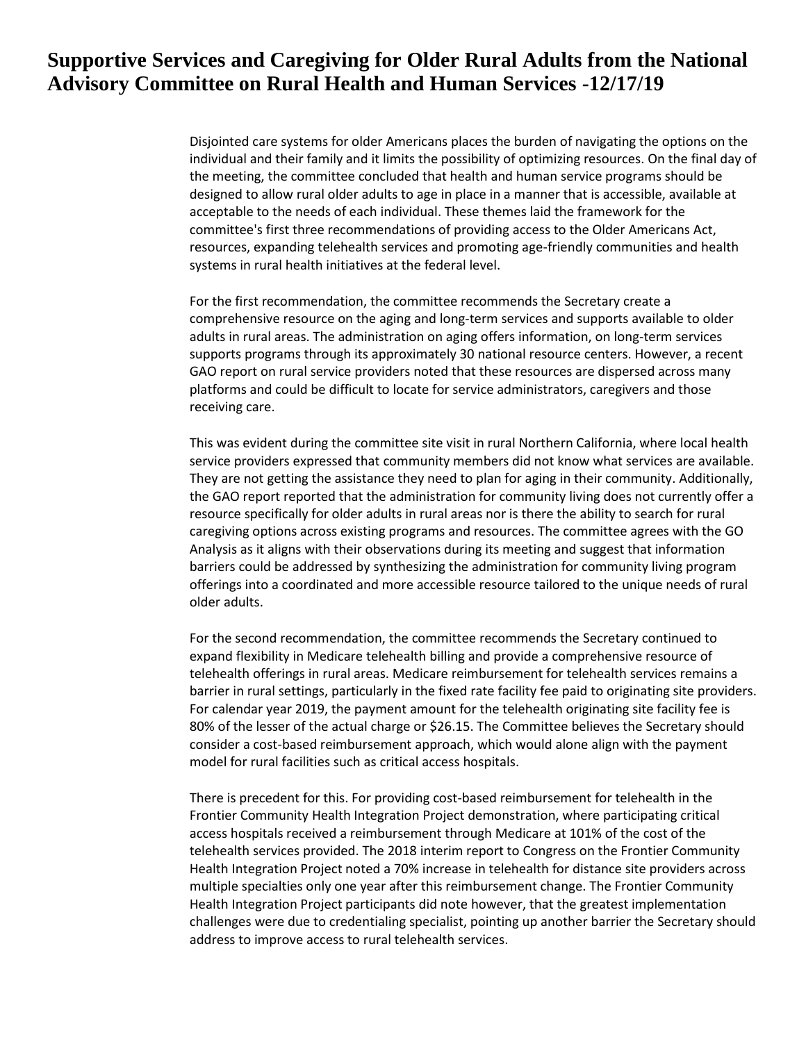# Supportive Services and Caregiving for Older Rural Adults from the National Advisory Committee on Rural Health and Human Services -12/17/19

Disjointed care systems for older Americans places the burden of navigating the options on the individual and their family and it limits the possibility of optimizing resources. On the final day of the meeting, the committee concluded that health and human service programs should be designed to allow rural older adults to age in place in a manner that is accessible, available at acceptable to the needs of each individual. These themes laid the framework for the committee's first three recommendations of providing access to the Older Americans Act, resources, expanding telehealth services and promoting age-friendly communities and health systems in rural health initiatives at the federal level.

For the first recommendation, the committee recommends the Secretary create a comprehensive resource on the aging and long-term services and supports available to older adults in rural areas. The administration on aging offers information, on long-term services supports programs through its approximately 30 national resource centers. However, a recent GAO report on rural service providers noted that these resources are dispersed across many platforms and could be difficult to locate for service administrators, caregivers and those receiving care.

This was evident during the committee site visit in rural Northern California, where local health service providers expressed that community members did not know what services are available. They are not getting the assistance they need to plan for aging in their community. Additionally, the GAO report reported that the administration for community living does not currently offer a resource specifically for older adults in rural areas nor is there the ability to search for rural caregiving options across existing programs and resources. The committee agrees with the GO Analysis as it aligns with their observations during its meeting and suggest that information barriers could be addressed by synthesizing the administration for community living program offerings into a coordinated and more accessible resource tailored to the unique needs of rural older adults.

For the second recommendation, the committee recommends the Secretary continued to expand flexibility in Medicare telehealth billing and provide a comprehensive resource of telehealth offerings in rural areas. Medicare reimbursement for telehealth services remains a barrier in rural settings, particularly in the fixed rate facility fee paid to originating site providers. For calendar year 2019, the payment amount for the telehealth originating site facility fee is 80% of the lesser of the actual charge or $26.15. The Committee believes the Secretary should consider a cost-based reimbursement approach, which would alone align with the payment model for rural facilities such as critical access hospitals.

There is precedent for this. For providing cost-based reimbursement for telehealth in the Frontier Community Health Integration Project demonstration, where participating critical access hospitals received a reimbursement through Medicare at 101% of the cost of the telehealth services provided. The 2018 interim report to Congress on the Frontier Community Health Integration Project noted a 70% increase in telehealth for distance site providers across multiple specialties only one year after this reimbursement change. The Frontier Community Health Integration Project participants did note however, that the greatest implementation challenges were due to credentialing specialist, pointing up another barrier the Secretary should address to improve access to rural telehealth services.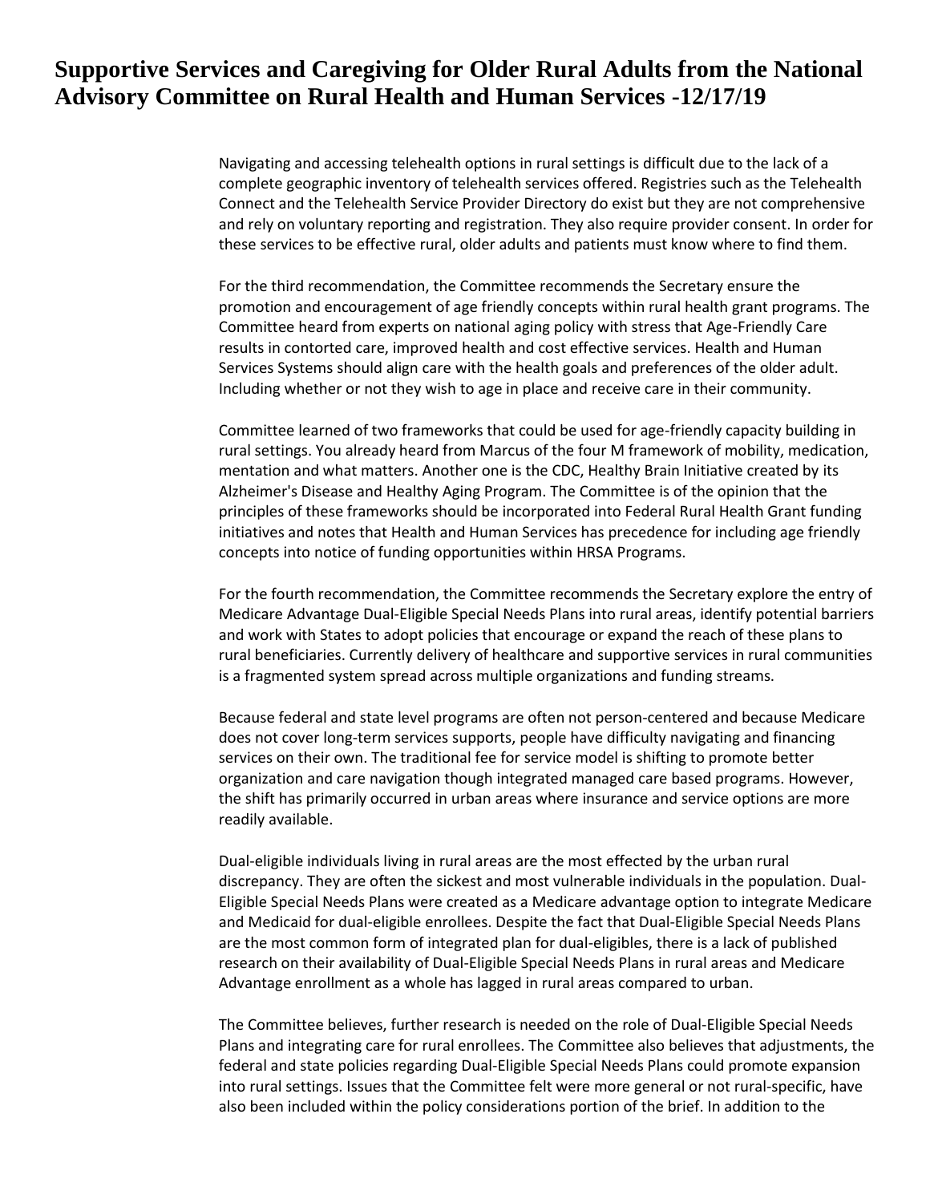# Supportive Services and Caregiving for Older Rural Adults from the National Advisory Committee on Rural Health and Human Services -12/17/19

Navigating and accessing telehealth options in rural settings is difficult due to the lack of a complete geographic inventory of telehealth services offered. Registries such as the Telehealth Connect and the Telehealth Service Provider Directory do exist but they are not comprehensive and rely on voluntary reporting and registration. They also require provider consent. In order for these services to be effective rural, older adults and patients must know where to find them.

For the third recommendation, the Committee recommends the Secretary ensure the promotion and encouragement of age friendly concepts within rural health grant programs. The Committee heard from experts on national aging policy with stress that Age-Friendly Care results in contorted care, improved health and cost effective services. Health and Human Services Systems should align care with the health goals and preferences of the older adult. Including whether or not they wish to age in place and receive care in their community.

Committee learned of two frameworks that could be used for age-friendly capacity building in rural settings. You already heard from Marcus of the four M framework of mobility, medication, mentation and what matters. Another one is the CDC, Healthy Brain Initiative created by its Alzheimer's Disease and Healthy Aging Program. The Committee is of the opinion that the principles of these frameworks should be incorporated into Federal Rural Health Grant funding initiatives and notes that Health and Human Services has precedence for including age friendly concepts into notice of funding opportunities within HRSA Programs.

For the fourth recommendation, the Committee recommends the Secretary explore the entry of Medicare Advantage Dual-Eligible Special Needs Plans into rural areas, identify potential barriers and work with States to adopt policies that encourage or expand the reach of these plans to rural beneficiaries. Currently delivery of healthcare and supportive services in rural communities is a fragmented system spread across multiple organizations and funding streams.

Because federal and state level programs are often not person-centered and because Medicare does not cover long-term services supports, people have difficulty navigating and financing services on their own. The traditional fee for service model is shifting to promote better organization and care navigation though integrated managed care based programs. However, the shift has primarily occurred in urban areas where insurance and service options are more readily available.

Dual-eligible individuals living in rural areas are the most effected by the urban rural discrepancy. They are often the sickest and most vulnerable individuals in the population. Dual-Eligible Special Needs Plans were created as a Medicare advantage option to integrate Medicare and Medicaid for dual-eligible enrollees. Despite the fact that Dual-Eligible Special Needs Plans are the most common form of integrated plan for dual-eligibles, there is a lack of published research on their availability of Dual-Eligible Special Needs Plans in rural areas and Medicare Advantage enrollment as a whole has lagged in rural areas compared to urban.

The Committee believes, further research is needed on the role of Dual-Eligible Special Needs Plans and integrating care for rural enrollees. The Committee also believes that adjustments, the federal and state policies regarding Dual-Eligible Special Needs Plans could promote expansion into rural settings. Issues that the Committee felt were more general or not rural-specific, have also been included within the policy considerations portion of the brief. In addition to the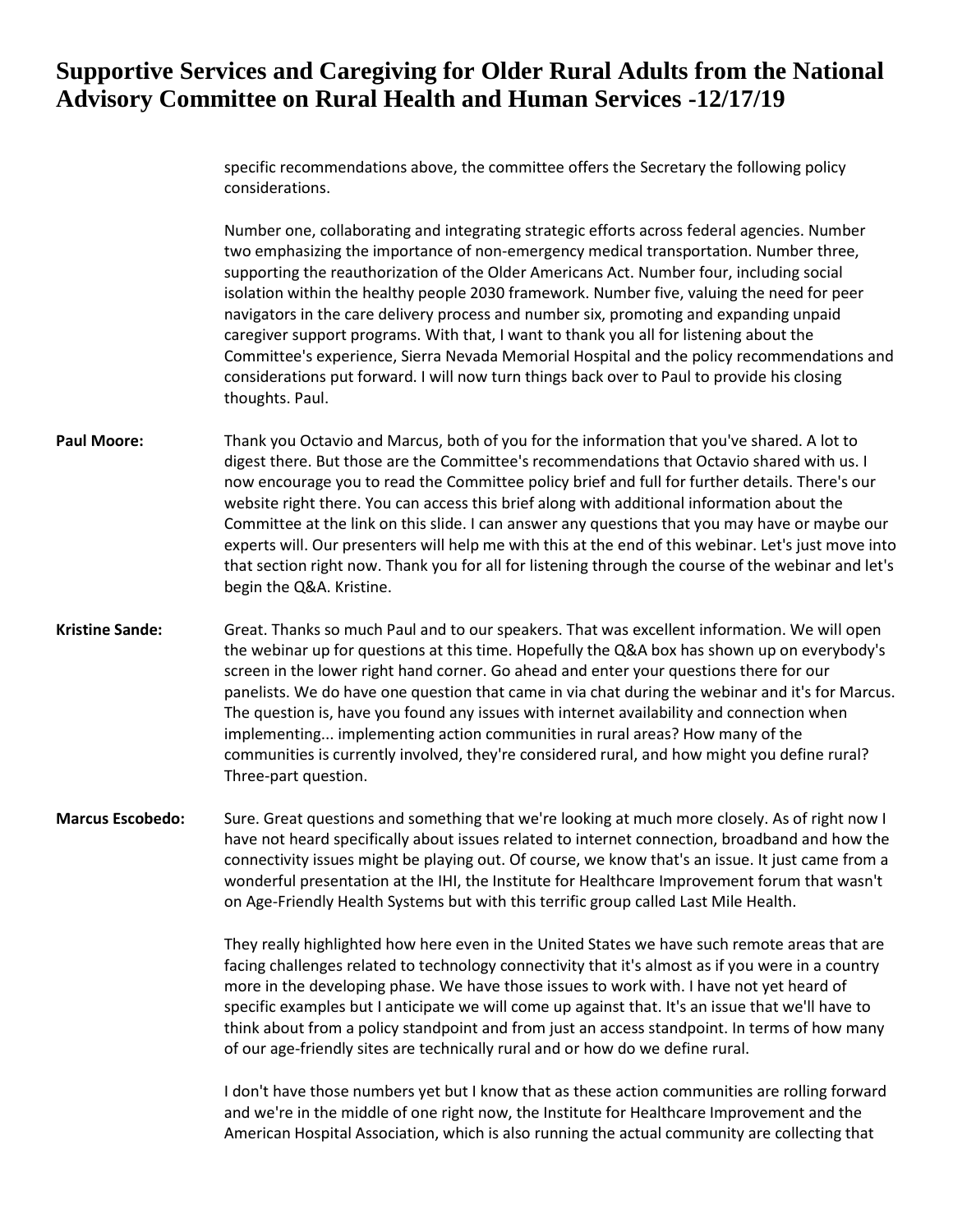specific recommendations above, the committee offers the Secretary the following policy considerations.

Number one, collaborating and integrating strategic efforts across federal agencies. Number two emphasizing the importance of non-emergency medical transportation. Number three, supporting the reauthorization of the Older Americans Act. Number four, including social isolation within the healthy people 2030 framework. Number five, valuing the need for peer navigators in the care delivery process and number six, promoting and expanding unpaid caregiver support programs. With that, I want to thank you all for listening about the Committee's experience, Sierra Nevada Memorial Hospital and the policy recommendations and considerations put forward. I will now turn things back over to Paul to provide his closing thoughts. Paul.

**Paul Moore:** Thank you Octavio and Marcus, both of you for the information that you've shared. A lot to digest there. But those are the Committee's recommendations that Octavio shared with us. I now encourage you to read the Committee policy brief and full for further details. There's our website right there. You can access this brief along with additional information about the Committee at the link on this slide. I can answer any questions that you may have or maybe our experts will. Our presenters will help me with this at the end of this webinar. Let's just move into that section right now. Thank you for all for listening through the course of the webinar and let's begin the Q&A. Kristine.

**Kristine Sande:** Great. Thanks so much Paul and to our speakers. That was excellent information. We will open the webinar up for questions at this time. Hopefully the Q&A box has shown up on everybody's screen in the lower right hand corner. Go ahead and enter your questions there for our panelists. We do have one question that came in via chat during the webinar and it's for Marcus. The question is, have you found any issues with internet availability and connection when implementing... implementing action communities in rural areas? How many of the communities is currently involved, they're considered rural, and how might you define rural? Three-part question.

**Marcus Escobedo:** Sure. Great questions and something that we're looking at much more closely. As of right now I have not heard specifically about issues related to internet connection, broadband and how the connectivity issues might be playing out. Of course, we know that's an issue. It just came from a wonderful presentation at the IHI, the Institute for Healthcare Improvement forum that wasn't on Age-Friendly Health Systems but with this terrific group called Last Mile Health.

They really highlighted how here even in the United States we have such remote areas that are facing challenges related to technology connectivity that it's almost as if you were in a country more in the developing phase. We have those issues to work with. I have not yet heard of specific examples but I anticipate we will come up against that. It's an issue that we'll have to think about from a policy standpoint and from just an access standpoint. In terms of how many of our age-friendly sites are technically rural and or how do we define rural.

I don't have those numbers yet but I know that as these action communities are rolling forward and we're in the middle of one right now, the Institute for Healthcare Improvement and the American Hospital Association, which is also running the actual community are collecting that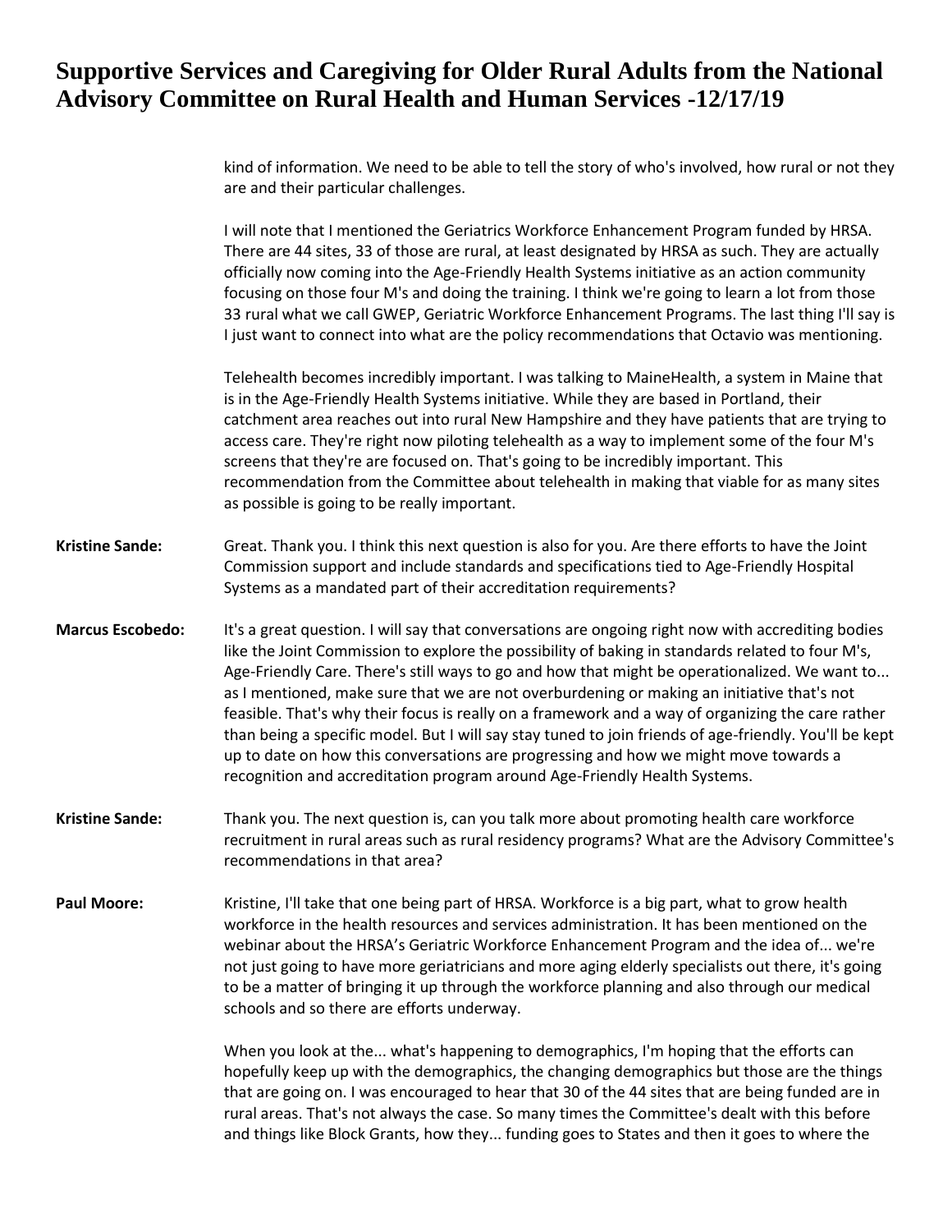kind of information. We need to be able to tell the story of who's involved, how rural or not they are and their particular challenges.

I will note that I mentioned the Geriatrics Workforce Enhancement Program funded by HRSA. There are 44 sites, 33 of those are rural, at least designated by HRSA as such. They are actually officially now coming into the Age-Friendly Health Systems initiative as an action community focusing on those four M's and doing the training. I think we're going to learn a lot from those 33 rural what we call GWEP, Geriatric Workforce Enhancement Programs. The last thing I'll say is I just want to connect into what are the policy recommendations that Octavio was mentioning.

Telehealth becomes incredibly important. I was talking to MaineHealth, a system in Maine that is in the Age-Friendly Health Systems initiative. While they are based in Portland, their catchment area reaches out into rural New Hampshire and they have patients that are trying to access care. They're right now piloting telehealth as a way to implement some of the four M's screens that they're are focused on. That's going to be incredibly important. This recommendation from the Committee about telehealth in making that viable for as many sites as possible is going to be really important.

**Kristine Sande:** Great. Thank you. I think this next question is also for you. Are there efforts to have the Joint Commission support and include standards and specifications tied to Age-Friendly Hospital Systems as a mandated part of their accreditation requirements?

**Marcus Escobedo:** It's a great question. I will say that conversations are ongoing right now with accrediting bodies like the Joint Commission to explore the possibility of baking in standards related to four M's, Age-Friendly Care. There's still ways to go and how that might be operationalized. We want to... as I mentioned, make sure that we are not overburdening or making an initiative that's not feasible. That's why their focus is really on a framework and a way of organizing the care rather than being a specific model. But I will say stay tuned to join friends of age-friendly. You'll be kept up to date on how this conversations are progressing and how we might move towards a recognition and accreditation program around Age-Friendly Health Systems.

**Kristine Sande:** Thank you. The next question is, can you talk more about promoting health care workforce recruitment in rural areas such as rural residency programs? What are the Advisory Committee's recommendations in that area?

**Paul Moore:** Kristine, I'll take that one being part of HRSA. Workforce is a big part, what to grow health workforce in the health resources and services administration. It has been mentioned on the webinar about the HRSA's Geriatric Workforce Enhancement Program and the idea of... we're not just going to have more geriatricians and more aging elderly specialists out there, it's going to be a matter of bringing it up through the workforce planning and also through our medical schools and so there are efforts underway.

When you look at the... what's happening to demographics, I'm hoping that the efforts can hopefully keep up with the demographics, the changing demographics but those are the things that are going on. I was encouraged to hear that 30 of the 44 sites that are being funded are in rural areas. That's not always the case. So many times the Committee's dealt with this before and things like Block Grants, how they... funding goes to States and then it goes to where the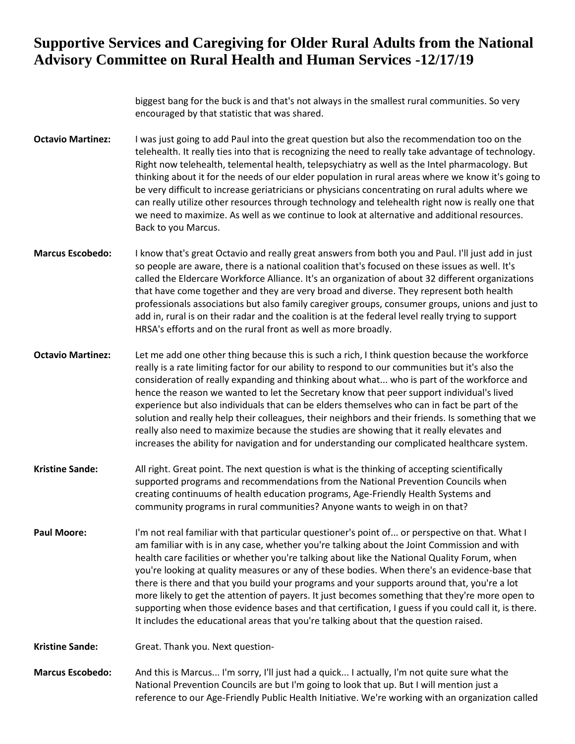biggest bang for the buck is and that's not always in the smallest rural communities. So very encouraged by that statistic that was shared.

**Octavio Martinez:** I was just going to add Paul into the great question but also the recommendation too on the telehealth. It really ties into that is recognizing the need to really take advantage of technology. Right now telehealth, telemental health, telepsychiatry as well as the Intel pharmacology. But thinking about it for the needs of our elder population in rural areas where we know it's going to be very difficult to increase geriatricians or physicians concentrating on rural adults where we can really utilize other resources through technology and telehealth right now is really one that we need to maximize. As well as we continue to look at alternative and additional resources. Back to you Marcus.

**Marcus Escobedo:** I know that's great Octavio and really great answers from both you and Paul. I'll just add in just so people are aware, there is a national coalition that's focused on these issues as well. It's called the Eldercare Workforce Alliance. It's an organization of about 32 different organizations that have come together and they are very broad and diverse. They represent both health professionals associations but also family caregiver groups, consumer groups, unions and just to add in, rural is on their radar and the coalition is at the federal level really trying to support HRSA's efforts and on the rural front as well as more broadly.

**Octavio Martinez:** Let me add one other thing because this is such a rich, I think question because the workforce really is a rate limiting factor for our ability to respond to our communities but it's also the consideration of really expanding and thinking about what... who is part of the workforce and hence the reason we wanted to let the Secretary know that peer support individual's lived experience but also individuals that can be elders themselves who can in fact be part of the solution and really help their colleagues, their neighbors and their friends. Is something that we really also need to maximize because the studies are showing that it really elevates and increases the ability for navigation and for understanding our complicated healthcare system.

**Kristine Sande:** All right. Great point. The next question is what is the thinking of accepting scientifically supported programs and recommendations from the National Prevention Councils when creating continuums of health education programs, Age-Friendly Health Systems and community programs in rural communities? Anyone wants to weigh in on that?

**Paul Moore:** I'm not real familiar with that particular questioner's point of... or perspective on that. What I am familiar with is in any case, whether you're talking about the Joint Commission and with health care facilities or whether you're talking about like the National Quality Forum, when you're looking at quality measures or any of these bodies. When there's an evidence-base that there is there and that you build your programs and your supports around that, you're a lot more likely to get the attention of payers. It just becomes something that they're more open to supporting when those evidence bases and that certification, I guess if you could call it, is there. It includes the educational areas that you're talking about that the question raised.

**Kristine Sande:** Great. Thank you. Next question-

**Marcus Escobedo:** And this is Marcus... I'm sorry, I'll just had a quick... I actually, I'm not quite sure what the National Prevention Councils are but I'm going to look that up. But I will mention just a reference to our Age-Friendly Public Health Initiative. We're working with an organization called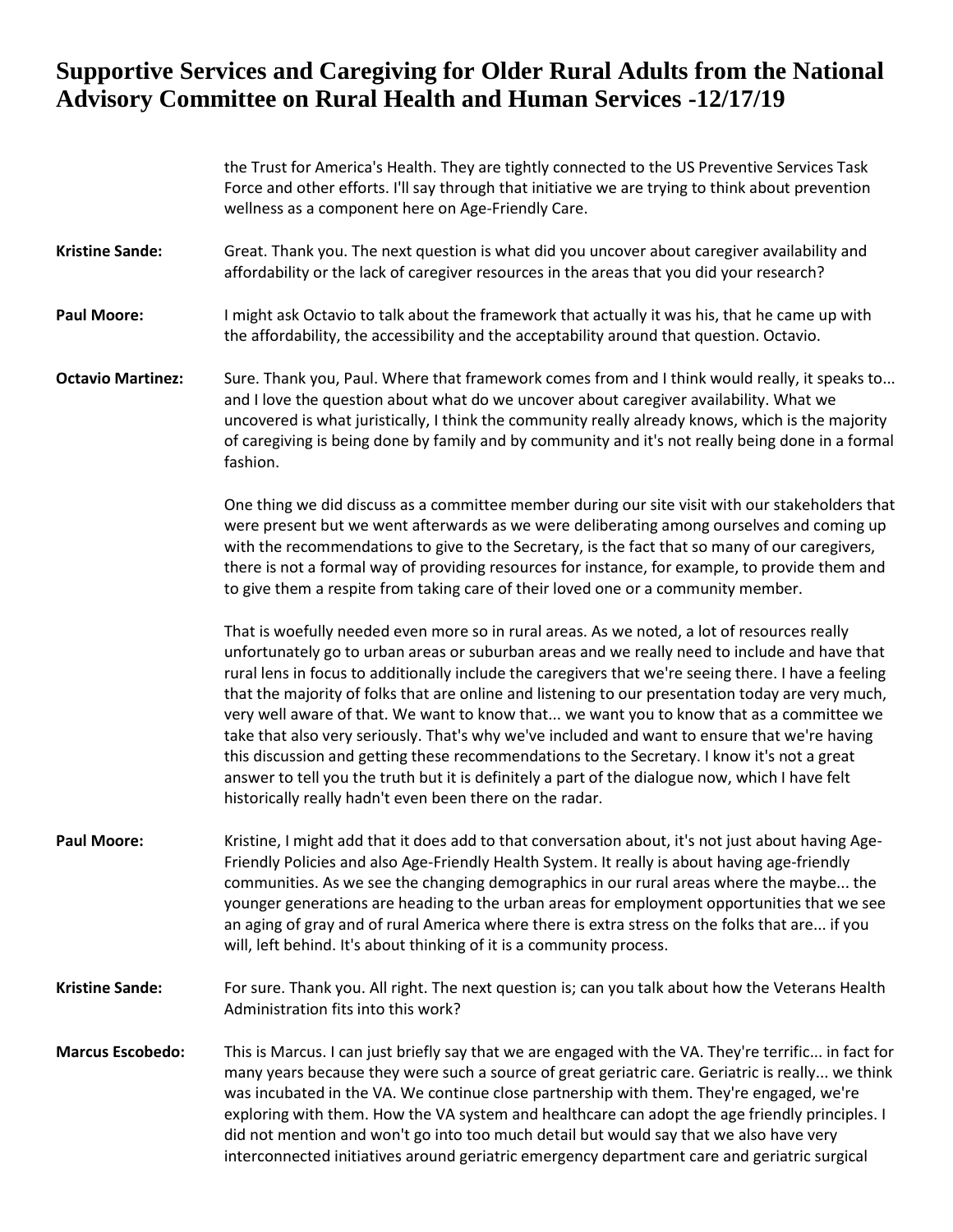the Trust for America's Health. They are tightly connected to the US Preventive Services Task Force and other efforts. I'll say through that initiative we are trying to think about prevention wellness as a component here on Age-Friendly Care.

**Kristine Sande:** Great. Thank you. The next question is what did you uncover about caregiver availability and affordability or the lack of caregiver resources in the areas that you did your research?

**Paul Moore:** I might ask Octavio to talk about the framework that actually it was his, that he came up with the affordability, the accessibility and the acceptability around that question. Octavio.

**Octavio Martinez:** Sure. Thank you, Paul. Where that framework comes from and I think would really, it speaks to... and I love the question about what do we uncover about caregiver availability. What we uncovered is what juristically, I think the community really already knows, which is the majority of caregiving is being done by family and by community and it's not really being done in a formal fashion.

One thing we did discuss as a committee member during our site visit with our stakeholders that were present but we went afterwards as we were deliberating among ourselves and coming up with the recommendations to give to the Secretary, is the fact that so many of our caregivers, there is not a formal way of providing resources for instance, for example, to provide them and to give them a respite from taking care of their loved one or a community member.

That is woefully needed even more so in rural areas. As we noted, a lot of resources really unfortunately go to urban areas or suburban areas and we really need to include and have that rural lens in focus to additionally include the caregivers that we're seeing there. I have a feeling that the majority of folks that are online and listening to our presentation today are very much, very well aware of that. We want to know that... we want you to know that as a committee we take that also very seriously. That's why we've included and want to ensure that we're having this discussion and getting these recommendations to the Secretary. I know it's not a great answer to tell you the truth but it is definitely a part of the dialogue now, which I have felt historically really hadn't even been there on the radar.

**Paul Moore:** Kristine, I might add that it does add to that conversation about, it's not just about having Age-Friendly Policies and also Age-Friendly Health System. It really is about having age-friendly communities. As we see the changing demographics in our rural areas where the maybe... the younger generations are heading to the urban areas for employment opportunities that we see an aging of gray and of rural America where there is extra stress on the folks that are... if you will, left behind. It's about thinking of it is a community process.

**Kristine Sande:** For sure. Thank you. All right. The next question is; can you talk about how the Veterans Health Administration fits into this work?

**Marcus Escobedo:** This is Marcus. I can just briefly say that we are engaged with the VA. They're terrific... in fact for many years because they were such a source of great geriatric care. Geriatric is really... we think was incubated in the VA. We continue close partnership with them. They're engaged, we're exploring with them. How the VA system and healthcare can adopt the age friendly principles. I did not mention and won't go into too much detail but would say that we also have very interconnected initiatives around geriatric emergency department care and geriatric surgical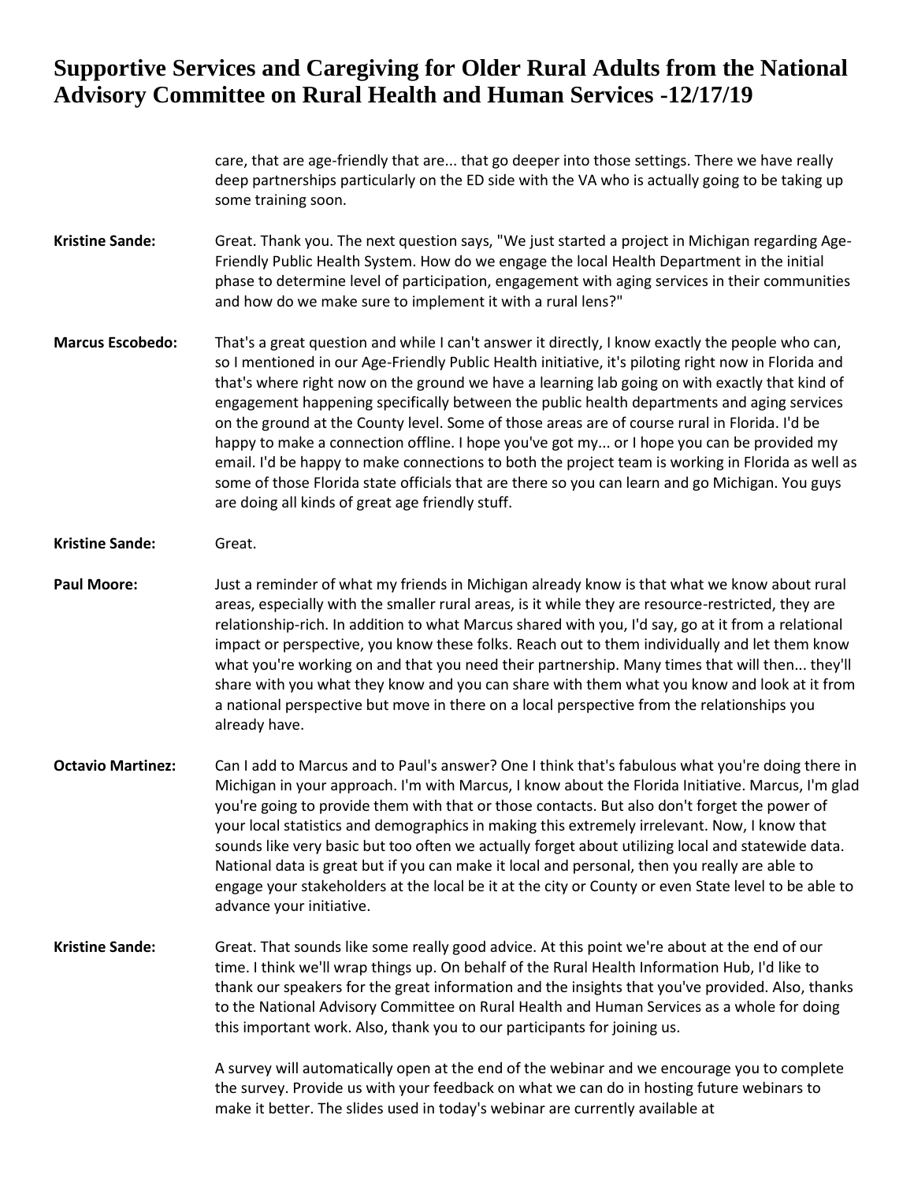care, that are age-friendly that are... that go deeper into those settings. There we have really deep partnerships particularly on the ED side with the VA who is actually going to be taking up some training soon.

**Kristine Sande:** Great. Thank you. The next question says, "We just started a project in Michigan regarding Age-Friendly Public Health System. How do we engage the local Health Department in the initial phase to determine level of participation, engagement with aging services in their communities and how do we make sure to implement it with a rural lens?"

**Marcus Escobedo:** That's a great question and while I can't answer it directly, I know exactly the people who can, so I mentioned in our Age-Friendly Public Health initiative, it's piloting right now in Florida and that's where right now on the ground we have a learning lab going on with exactly that kind of engagement happening specifically between the public health departments and aging services on the ground at the County level. Some of those areas are of course rural in Florida. I'd be happy to make a connection offline. I hope you've got my... or I hope you can be provided my email. I'd be happy to make connections to both the project team is working in Florida as well as some of those Florida state officials that are there so you can learn and go Michigan. You guys are doing all kinds of great age friendly stuff.

**Kristine Sande:** Great.

**Paul Moore:** Just a reminder of what my friends in Michigan already know is that what we know about rural areas, especially with the smaller rural areas, is it while they are resource-restricted, they are relationship-rich. In addition to what Marcus shared with you, I'd say, go at it from a relational impact or perspective, you know these folks. Reach out to them individually and let them know what you're working on and that you need their partnership. Many times that will then... they'll share with you what they know and you can share with them what you know and look at it from a national perspective but move in there on a local perspective from the relationships you already have.

**Octavio Martinez:** Can I add to Marcus and to Paul's answer? One I think that's fabulous what you're doing there in Michigan in your approach. I'm with Marcus, I know about the Florida Initiative. Marcus, I'm glad you're going to provide them with that or those contacts. But also don't forget the power of your local statistics and demographics in making this extremely irrelevant. Now, I know that sounds like very basic but too often we actually forget about utilizing local and statewide data. National data is great but if you can make it local and personal, then you really are able to engage your stakeholders at the local be it at the city or County or even State level to be able to advance your initiative.

**Kristine Sande:** Great. That sounds like some really good advice. At this point we're about at the end of our time. I think we'll wrap things up. On behalf of the Rural Health Information Hub, I'd like to thank our speakers for the great information and the insights that you've provided. Also, thanks to the National Advisory Committee on Rural Health and Human Services as a whole for doing this important work. Also, thank you to our participants for joining us.

A survey will automatically open at the end of the webinar and we encourage you to complete the survey. Provide us with your feedback on what we can do in hosting future webinars to make it better. The slides used in today's webinar are currently available at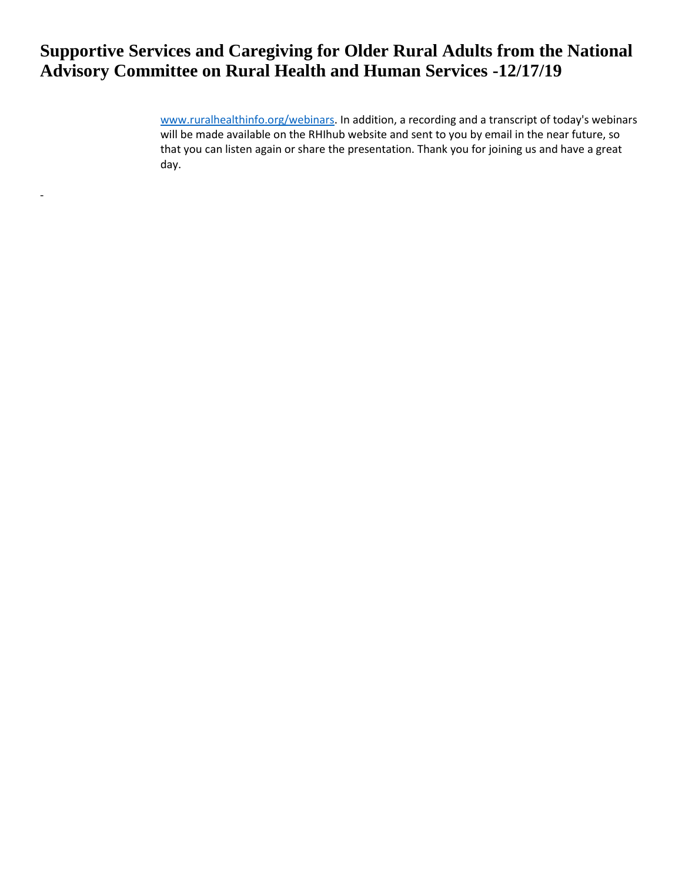www.ruralhealthinfo.org/webinars. In addition, a recording and a transcript of today's webinars will be made available on the RHIhub website and sent to you by email in the near future, so that you can listen again or share the presentation. Thank you for joining us and have a great day.

-